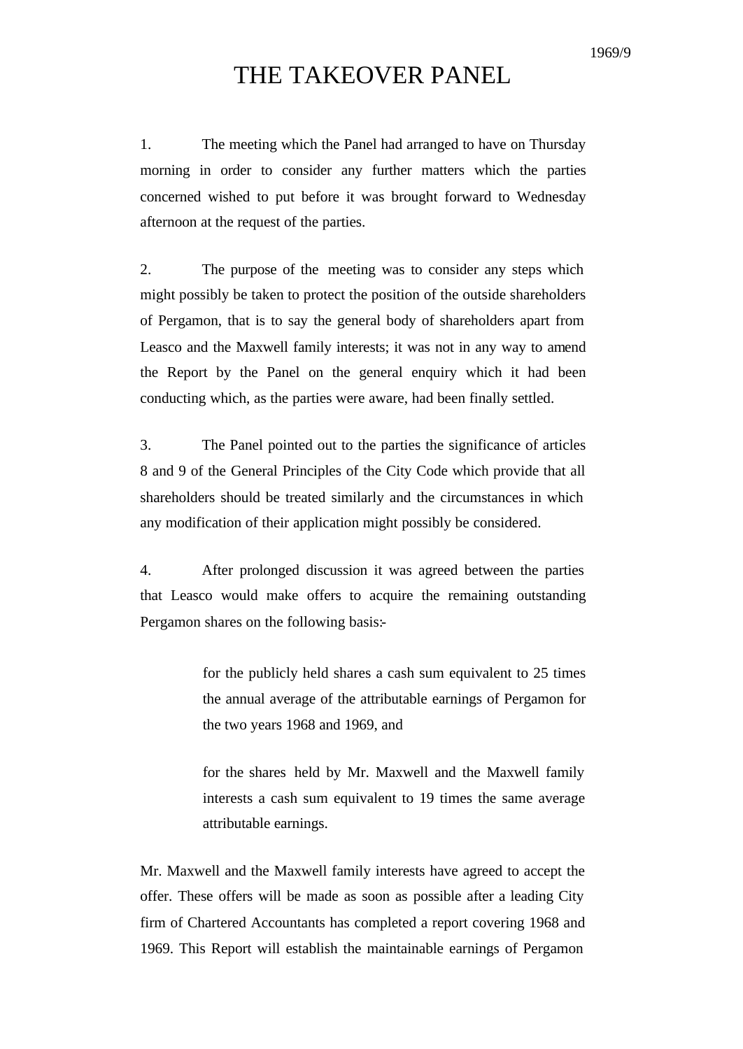1969/9

# THE TAKEOVER PANEL

1. The meeting which the Panel had arranged to have on Thursday morning in order to consider any further matters which the parties concerned wished to put before it was brought forward to Wednesday afternoon at the request of the parties.

2. The purpose of the meeting was to consider any steps which might possibly be taken to protect the position of the outside shareholders of Pergamon, that is to say the general body of shareholders apart from Leasco and the Maxwell family interests; it was not in any way to amend the Report by the Panel on the general enquiry which it had been conducting which, as the parties were aware, had been finally settled.

3. The Panel pointed out to the parties the significance of articles 8 and 9 of the General Principles of the City Code which provide that all shareholders should be treated similarly and the circumstances in which any modification of their application might possibly be considered.

4. After prolonged discussion it was agreed between the parties that Leasco would make offers to acquire the remaining outstanding Pergamon shares on the following basis:-

> for the publicly held shares a cash sum equivalent to 25 times the annual average of the attributable earnings of Pergamon for the two years 1968 and 1969, and
>
> for the shares held by Mr. Maxwell and the Maxwell family interests a cash sum equivalent to 19 times the same average attributable earnings.

Mr. Maxwell and the Maxwell family interests have agreed to accept the offer. These offers will be made as soon as possible after a leading City firm of Chartered Accountants has completed a report covering 1968 and 1969. This Report will establish the maintainable earnings of Pergamon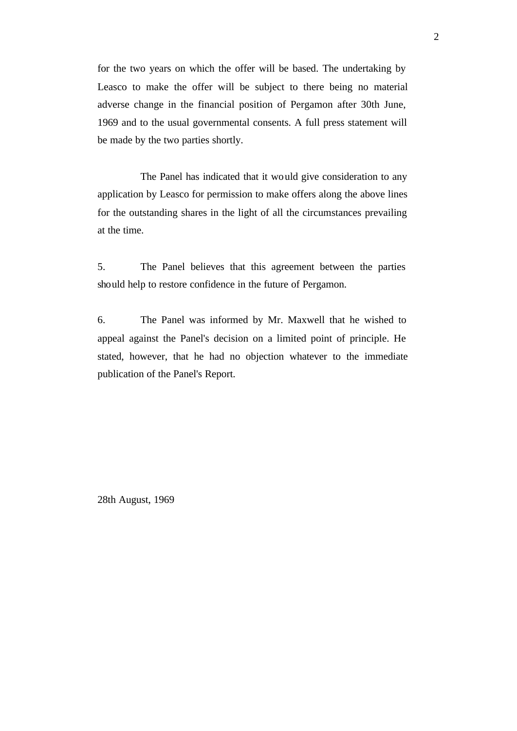for the two years on which the offer will be based. The undertaking by Leasco to make the offer will be subject to there being no material adverse change in the financial position of Pergamon after 30th June, 1969 and to the usual governmental consents. A full press statement will be made by the two parties shortly.

The Panel has indicated that it would give consideration to any application by Leasco for permission to make offers along the above lines for the outstanding shares in the light of all the circumstances prevailing at the time.

5. The Panel believes that this agreement between the parties should help to restore confidence in the future of Pergamon.

6. The Panel was informed by Mr. Maxwell that he wished to appeal against the Panel's decision on a limited point of principle. He stated, however, that he had no objection whatever to the immediate publication of the Panel's Report.

28th August, 1969